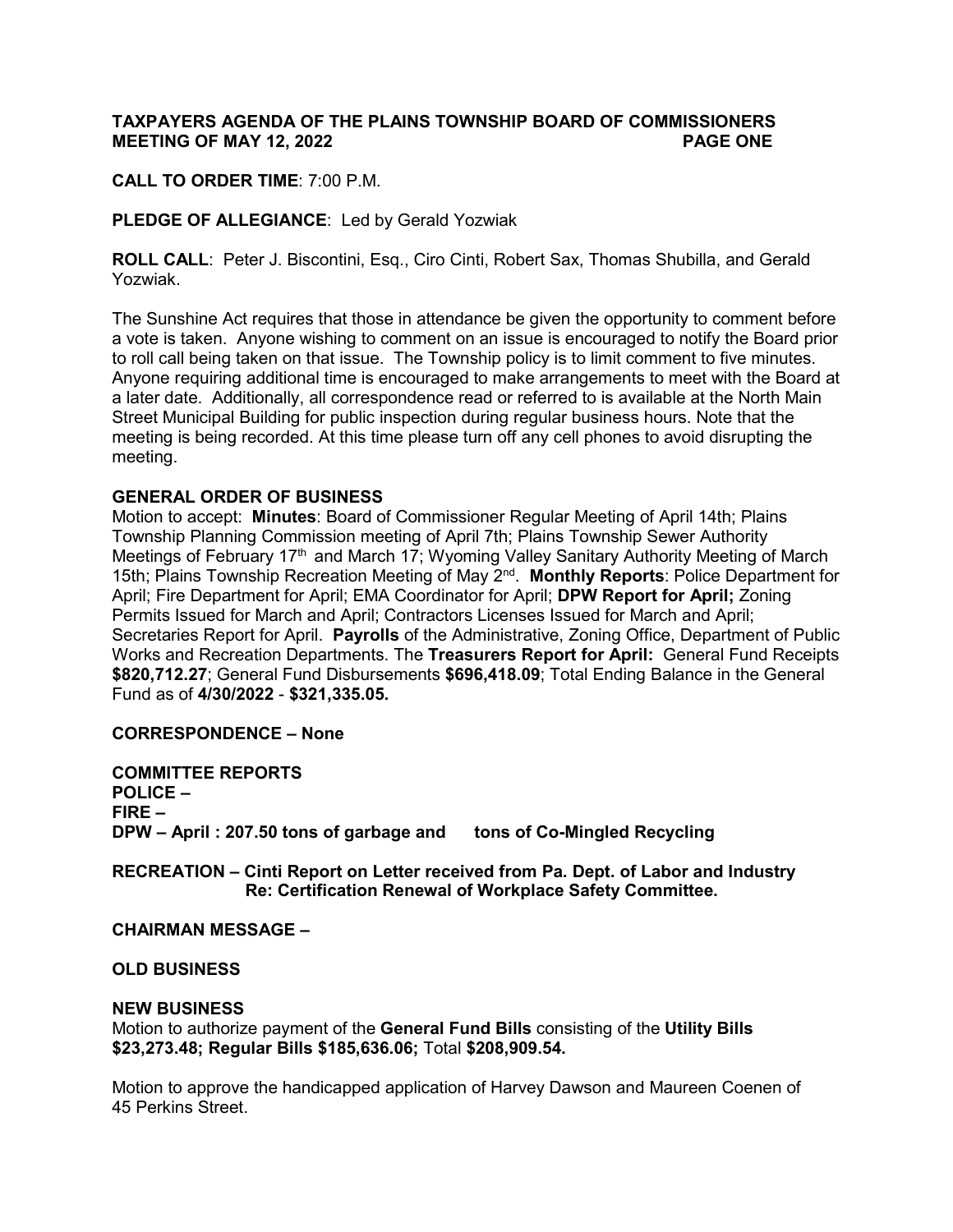**TAXPAYERS AGENDA OF THE PLAINS TOWNSHIP BOARD OF COMMISSIONERS MEETING OF MAY 12, 2022** **PAGE ONE**

**CALL TO ORDER TIME**: 7:00 P.M.

**PLEDGE OF ALLEGIANCE**: Led by Gerald Yozwiak

**ROLL CALL**: Peter J. Biscontini, Esq., Ciro Cinti, Robert Sax, Thomas Shubilla, and Gerald Yozwiak.

The Sunshine Act requires that those in attendance be given the opportunity to comment before a vote is taken. Anyone wishing to comment on an issue is encouraged to notify the Board prior to roll call being taken on that issue. The Township policy is to limit comment to five minutes. Anyone requiring additional time is encouraged to make arrangements to meet with the Board at a later date. Additionally, all correspondence read or referred to is available at the North Main Street Municipal Building for public inspection during regular business hours. Note that the meeting is being recorded. At this time please turn off any cell phones to avoid disrupting the meeting.

**GENERAL ORDER OF BUSINESS**

Motion to accept: **Minutes**: Board of Commissioner Regular Meeting of April 14th; Plains Township Planning Commission meeting of April 7th; Plains Township Sewer Authority Meetings of February 17th and March 17; Wyoming Valley Sanitary Authority Meeting of March 15th; Plains Township Recreation Meeting of May 2nd. **Monthly Reports**: Police Department for April; Fire Department for April; EMA Coordinator for April; **DPW Report for April;** Zoning Permits Issued for March and April; Contractors Licenses Issued for March and April; Secretaries Report for April. **Payrolls** of the Administrative, Zoning Office, Department of Public Works and Recreation Departments. The **Treasurers Report for April:** General Fund Receipts **$820,712.27**; General Fund Disbursements **$696,418.09**; Total Ending Balance in the General Fund as of **4/30/2022** - **$321,335.05.**

**CORRESPONDENCE – None**

**COMMITTEE REPORTS**
**POLICE –**
**FIRE –**
**DPW – April : 207.50 tons of garbage and tons of Co-Mingled Recycling**

**RECREATION – Cinti Report on Letter received from Pa. Dept. of Labor and Industry Re: Certification Renewal of Workplace Safety Committee.**

**CHAIRMAN MESSAGE –**

**OLD BUSINESS**

**NEW BUSINESS**

Motion to authorize payment of the **General Fund Bills** consisting of the **Utility Bills $23,273.48; Regular Bills $185,636.06;** Total **$208,909.54.**

Motion to approve the handicapped application of Harvey Dawson and Maureen Coenen of 45 Perkins Street.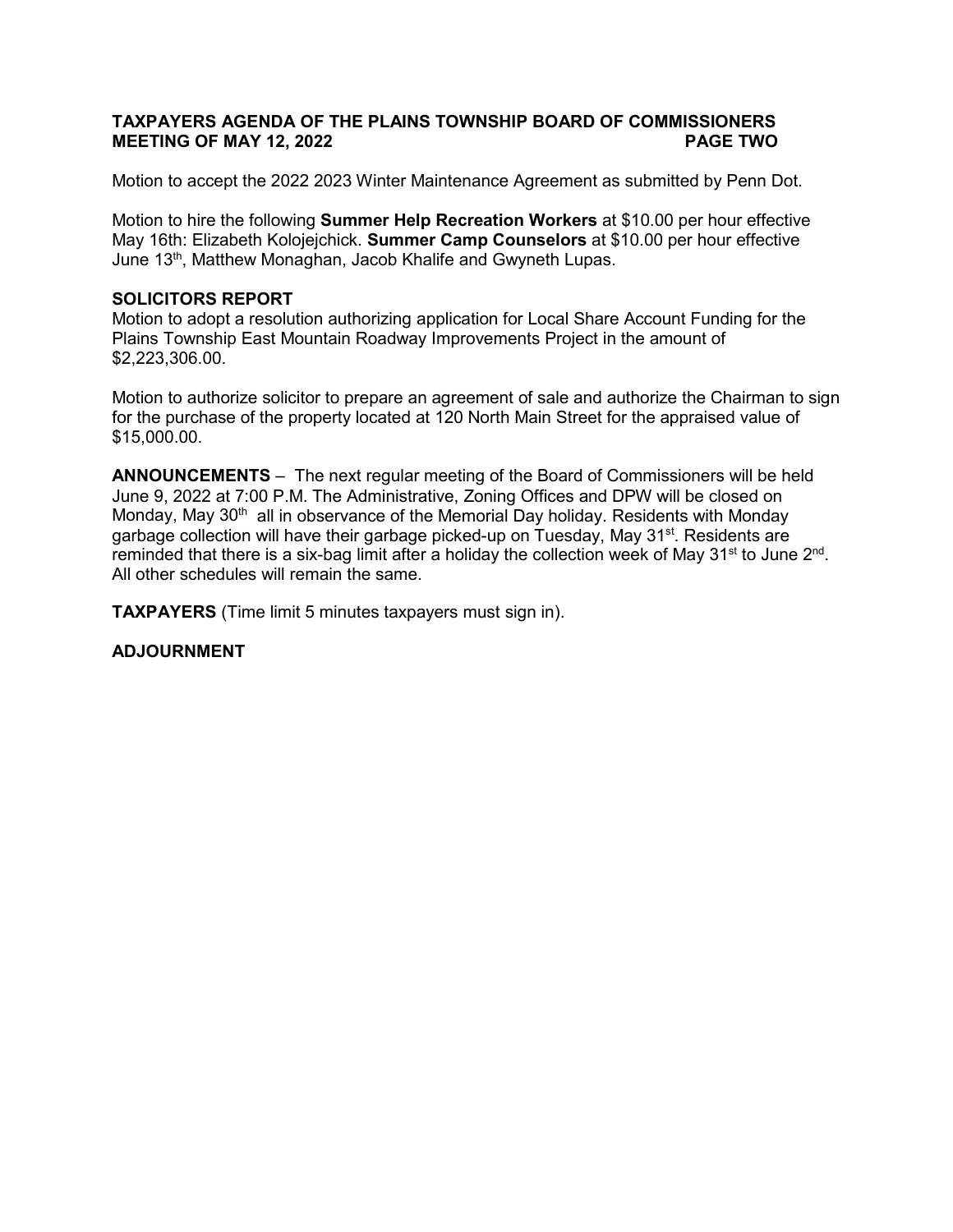Motion to accept the 2022 2023 Winter Maintenance Agreement as submitted by Penn Dot.

Motion to hire the following **Summer Help Recreation Workers** at $10.00 per hour effective May 16th: Elizabeth Kolojejchick. **Summer Camp Counselors** at $10.00 per hour effective June 13th, Matthew Monaghan, Jacob Khalife and Gwyneth Lupas.

**SOLICITORS REPORT**

Motion to adopt a resolution authorizing application for Local Share Account Funding for the Plains Township East Mountain Roadway Improvements Project in the amount of $2,223,306.00.

Motion to authorize solicitor to prepare an agreement of sale and authorize the Chairman to sign for the purchase of the property located at 120 North Main Street for the appraised value of $15,000.00.

**ANNOUNCEMENTS** – The next regular meeting of the Board of Commissioners will be held June 9, 2022 at 7:00 P.M. The Administrative, Zoning Offices and DPW will be closed on Monday, May 30th all in observance of the Memorial Day holiday. Residents with Monday garbage collection will have their garbage picked-up on Tuesday, May 31st. Residents are reminded that there is a six-bag limit after a holiday the collection week of May 31st to June 2nd. All other schedules will remain the same.

**TAXPAYERS** (Time limit 5 minutes taxpayers must sign in).

**ADJOURNMENT**